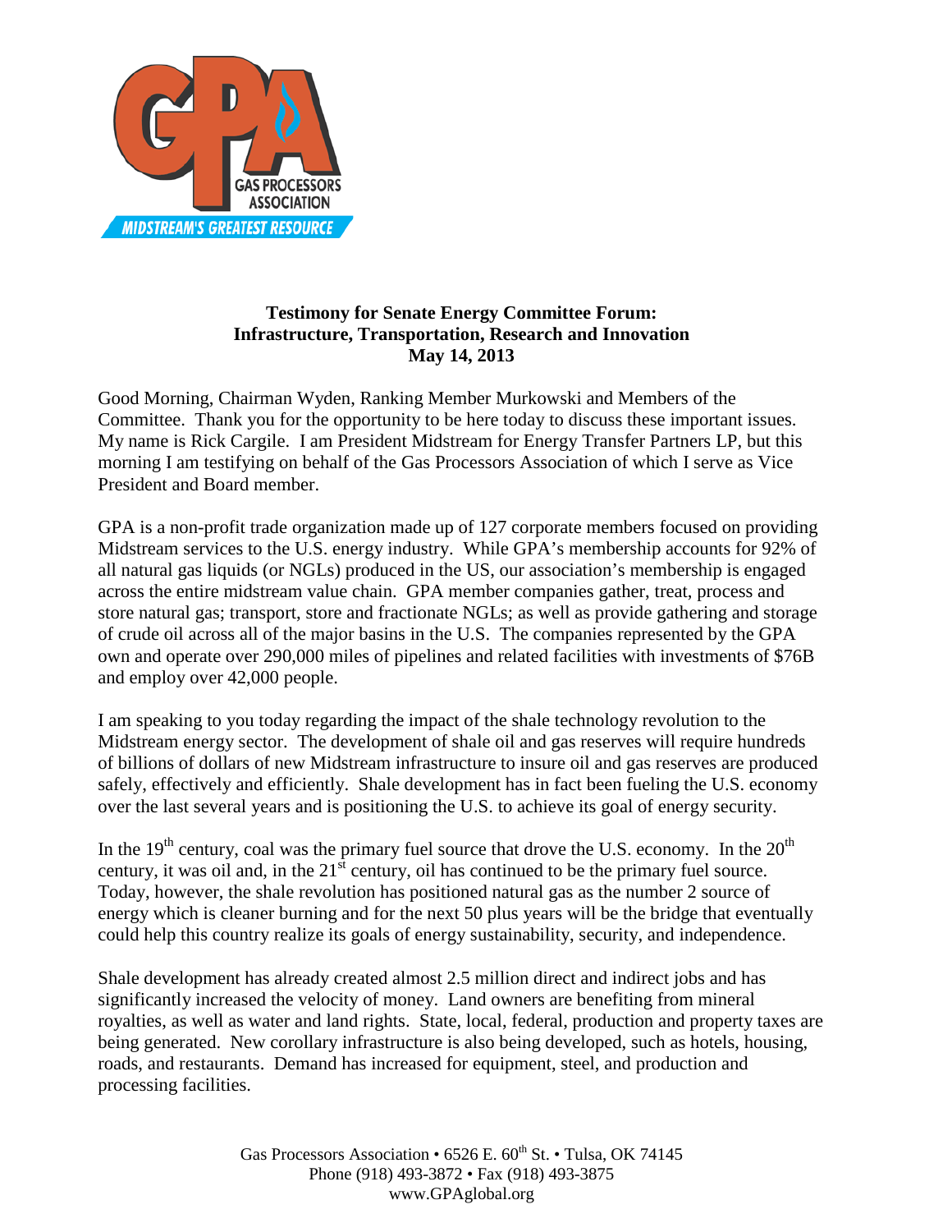**Testimony for Senate Energy Committee Forum:**
**Infrastructure, Transportation, Research and Innovation**
**May 14, 2013**

Good Morning, Chairman Wyden, Ranking Member Murkowski and Members of the Committee. Thank you for the opportunity to be here today to discuss these important issues. My name is Rick Cargile. I am President Midstream for Energy Transfer Partners LP, but this morning I am testifying on behalf of the Gas Processors Association of which I serve as Vice President and Board member.

GPA is a non-profit trade organization made up of 127 corporate members focused on providing Midstream services to the U.S. energy industry. While GPA's membership accounts for 92% of all natural gas liquids (or NGLs) produced in the US, our association's membership is engaged across the entire midstream value chain. GPA member companies gather, treat, process and store natural gas; transport, store and fractionate NGLs; as well as provide gathering and storage of crude oil across all of the major basins in the U.S. The companies represented by the GPA own and operate over 290,000 miles of pipelines and related facilities with investments of $76B and employ over 42,000 people.

I am speaking to you today regarding the impact of the shale technology revolution to the Midstream energy sector. The development of shale oil and gas reserves will require hundreds of billions of dollars of new Midstream infrastructure to insure oil and gas reserves are produced safely, effectively and efficiently. Shale development has in fact been fueling the U.S. economy over the last several years and is positioning the U.S. to achieve its goal of energy security.

In the 19th century, coal was the primary fuel source that drove the U.S. economy. In the 20th century, it was oil and, in the 21st century, oil has continued to be the primary fuel source. Today, however, the shale revolution has positioned natural gas as the number 2 source of energy which is cleaner burning and for the next 50 plus years will be the bridge that eventually could help this country realize its goals of energy sustainability, security, and independence.

Shale development has already created almost 2.5 million direct and indirect jobs and has significantly increased the velocity of money. Land owners are benefiting from mineral royalties, as well as water and land rights. State, local, federal, production and property taxes are being generated. New corollary infrastructure is also being developed, such as hotels, housing, roads, and restaurants. Demand has increased for equipment, steel, and production and processing facilities.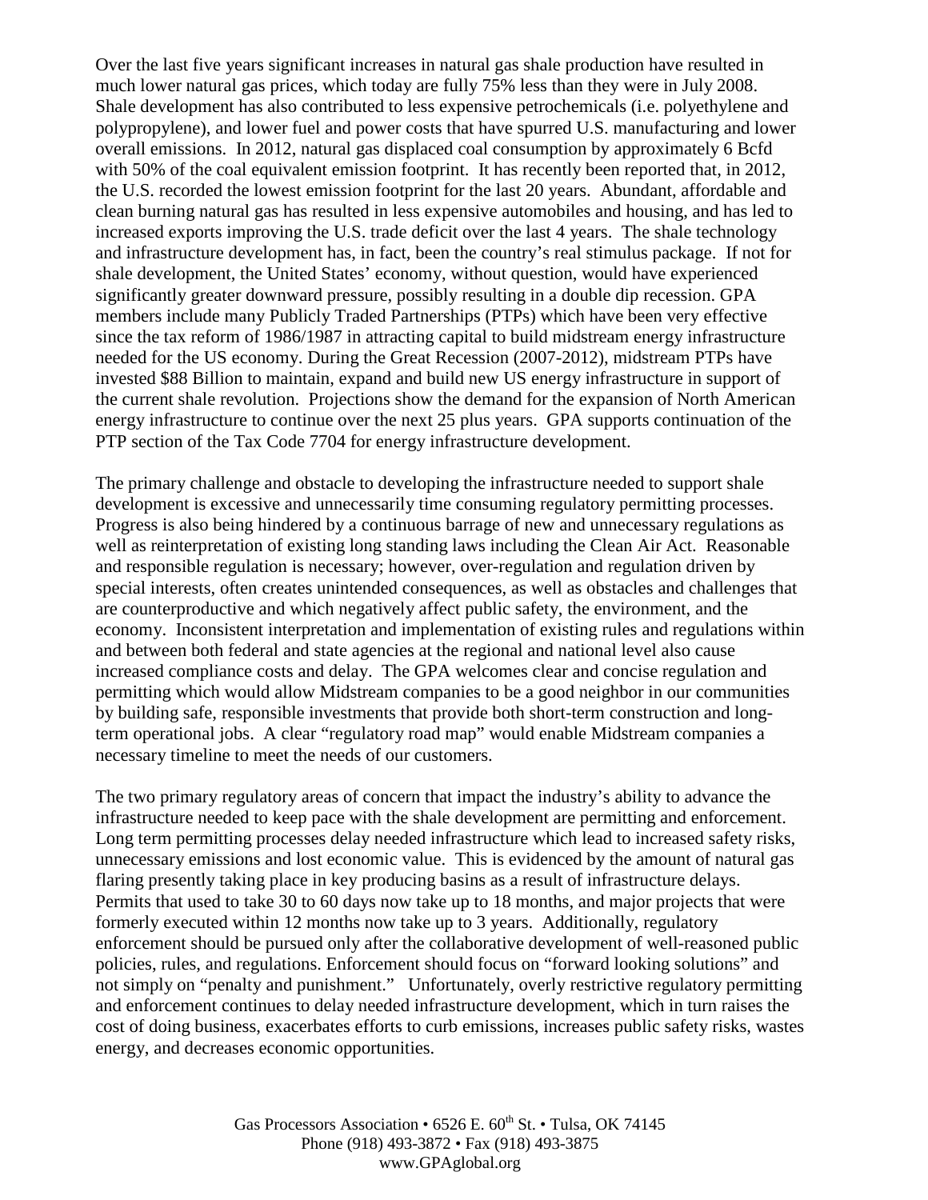Over the last five years significant increases in natural gas shale production have resulted in much lower natural gas prices, which today are fully 75% less than they were in July 2008. Shale development has also contributed to less expensive petrochemicals (i.e. polyethylene and polypropylene), and lower fuel and power costs that have spurred U.S. manufacturing and lower overall emissions. In 2012, natural gas displaced coal consumption by approximately 6 Bcfd with 50% of the coal equivalent emission footprint. It has recently been reported that, in 2012, the U.S. recorded the lowest emission footprint for the last 20 years. Abundant, affordable and clean burning natural gas has resulted in less expensive automobiles and housing, and has led to increased exports improving the U.S. trade deficit over the last 4 years. The shale technology and infrastructure development has, in fact, been the country's real stimulus package. If not for shale development, the United States' economy, without question, would have experienced significantly greater downward pressure, possibly resulting in a double dip recession. GPA members include many Publicly Traded Partnerships (PTPs) which have been very effective since the tax reform of 1986/1987 in attracting capital to build midstream energy infrastructure needed for the US economy. During the Great Recession (2007-2012), midstream PTPs have invested $88 Billion to maintain, expand and build new US energy infrastructure in support of the current shale revolution. Projections show the demand for the expansion of North American energy infrastructure to continue over the next 25 plus years. GPA supports continuation of the PTP section of the Tax Code 7704 for energy infrastructure development.

The primary challenge and obstacle to developing the infrastructure needed to support shale development is excessive and unnecessarily time consuming regulatory permitting processes. Progress is also being hindered by a continuous barrage of new and unnecessary regulations as well as reinterpretation of existing long standing laws including the Clean Air Act. Reasonable and responsible regulation is necessary; however, over-regulation and regulation driven by special interests, often creates unintended consequences, as well as obstacles and challenges that are counterproductive and which negatively affect public safety, the environment, and the economy. Inconsistent interpretation and implementation of existing rules and regulations within and between both federal and state agencies at the regional and national level also cause increased compliance costs and delay. The GPA welcomes clear and concise regulation and permitting which would allow Midstream companies to be a good neighbor in our communities by building safe, responsible investments that provide both short-term construction and long-term operational jobs. A clear "regulatory road map" would enable Midstream companies a necessary timeline to meet the needs of our customers.

The two primary regulatory areas of concern that impact the industry's ability to advance the infrastructure needed to keep pace with the shale development are permitting and enforcement. Long term permitting processes delay needed infrastructure which lead to increased safety risks, unnecessary emissions and lost economic value. This is evidenced by the amount of natural gas flaring presently taking place in key producing basins as a result of infrastructure delays. Permits that used to take 30 to 60 days now take up to 18 months, and major projects that were formerly executed within 12 months now take up to 3 years. Additionally, regulatory enforcement should be pursued only after the collaborative development of well-reasoned public policies, rules, and regulations. Enforcement should focus on "forward looking solutions" and not simply on "penalty and punishment." Unfortunately, overly restrictive regulatory permitting and enforcement continues to delay needed infrastructure development, which in turn raises the cost of doing business, exacerbates efforts to curb emissions, increases public safety risks, wastes energy, and decreases economic opportunities.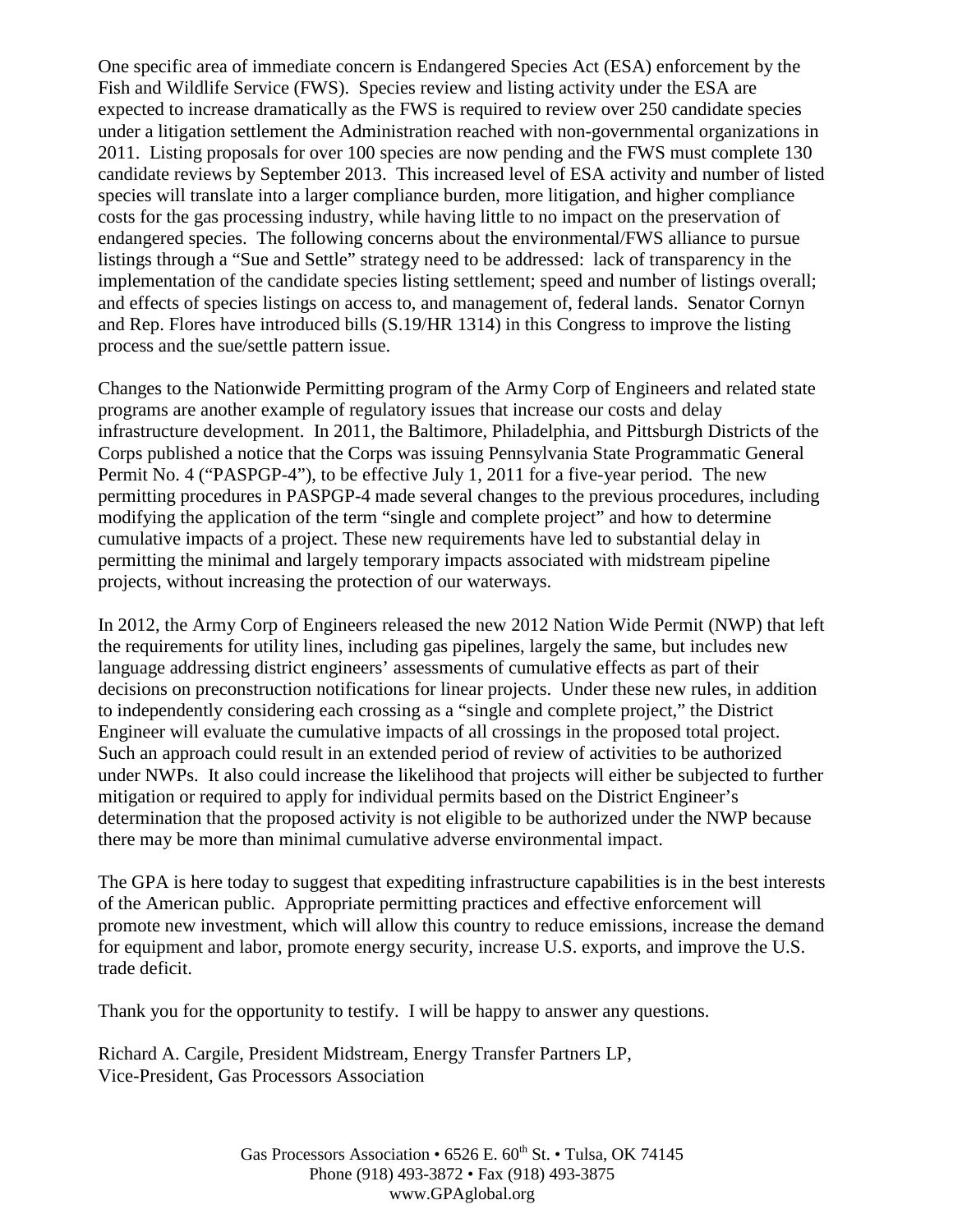One specific area of immediate concern is Endangered Species Act (ESA) enforcement by the Fish and Wildlife Service (FWS). Species review and listing activity under the ESA are expected to increase dramatically as the FWS is required to review over 250 candidate species under a litigation settlement the Administration reached with non-governmental organizations in 2011. Listing proposals for over 100 species are now pending and the FWS must complete 130 candidate reviews by September 2013. This increased level of ESA activity and number of listed species will translate into a larger compliance burden, more litigation, and higher compliance costs for the gas processing industry, while having little to no impact on the preservation of endangered species. The following concerns about the environmental/FWS alliance to pursue listings through a "Sue and Settle" strategy need to be addressed: lack of transparency in the implementation of the candidate species listing settlement; speed and number of listings overall; and effects of species listings on access to, and management of, federal lands. Senator Cornyn and Rep. Flores have introduced bills (S.19/HR 1314) in this Congress to improve the listing process and the sue/settle pattern issue.

Changes to the Nationwide Permitting program of the Army Corp of Engineers and related state programs are another example of regulatory issues that increase our costs and delay infrastructure development. In 2011, the Baltimore, Philadelphia, and Pittsburgh Districts of the Corps published a notice that the Corps was issuing Pennsylvania State Programmatic General Permit No. 4 ("PASPGP-4"), to be effective July 1, 2011 for a five-year period. The new permitting procedures in PASPGP-4 made several changes to the previous procedures, including modifying the application of the term "single and complete project" and how to determine cumulative impacts of a project. These new requirements have led to substantial delay in permitting the minimal and largely temporary impacts associated with midstream pipeline projects, without increasing the protection of our waterways.

In 2012, the Army Corp of Engineers released the new 2012 Nation Wide Permit (NWP) that left the requirements for utility lines, including gas pipelines, largely the same, but includes new language addressing district engineers' assessments of cumulative effects as part of their decisions on preconstruction notifications for linear projects. Under these new rules, in addition to independently considering each crossing as a "single and complete project," the District Engineer will evaluate the cumulative impacts of all crossings in the proposed total project. Such an approach could result in an extended period of review of activities to be authorized under NWPs. It also could increase the likelihood that projects will either be subjected to further mitigation or required to apply for individual permits based on the District Engineer's determination that the proposed activity is not eligible to be authorized under the NWP because there may be more than minimal cumulative adverse environmental impact.

The GPA is here today to suggest that expediting infrastructure capabilities is in the best interests of the American public. Appropriate permitting practices and effective enforcement will promote new investment, which will allow this country to reduce emissions, increase the demand for equipment and labor, promote energy security, increase U.S. exports, and improve the U.S. trade deficit.

Thank you for the opportunity to testify. I will be happy to answer any questions.

Richard A. Cargile, President Midstream, Energy Transfer Partners LP,
Vice-President, Gas Processors Association

Gas Processors Association • 6526 E. 60th St. • Tulsa, OK 74145
Phone (918) 493-3872 • Fax (918) 493-3875
www.GPAglobal.org